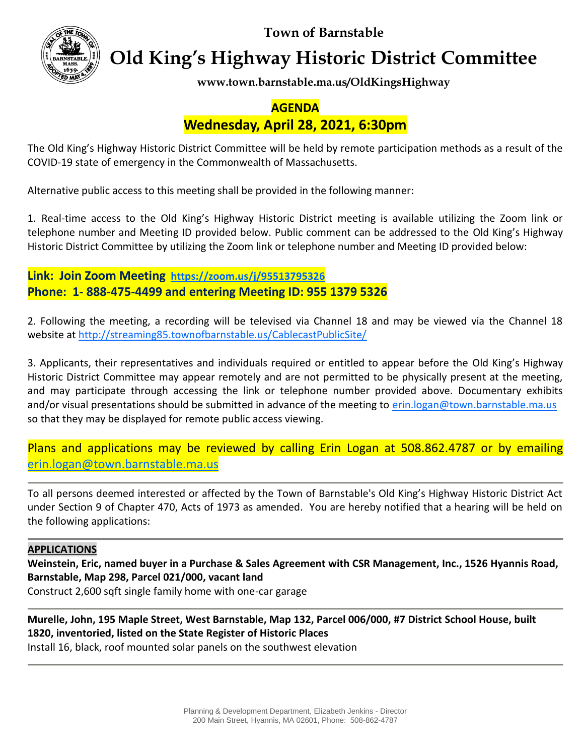**Town of Barnstable**

# Old King's Highway Historic District Committee

**www.town.barnstable.ma.us/OldKingsHighway**

## AGENDA
## Wednesday, April 28, 2021, 6:30pm

The Old King's Highway Historic District Committee will be held by remote participation methods as a result of the COVID-19 state of emergency in the Commonwealth of Massachusetts.

Alternative public access to this meeting shall be provided in the following manner:

1. Real-time access to the Old King's Highway Historic District meeting is available utilizing the Zoom link or telephone number and Meeting ID provided below. Public comment can be addressed to the Old King's Highway Historic District Committee by utilizing the Zoom link or telephone number and Meeting ID provided below:

**Link: Join Zoom Meeting https://zoom.us/j/95513795326**
**Phone: 1- 888-475-4499 and entering Meeting ID: 955 1379 5326**

2. Following the meeting, a recording will be televised via Channel 18 and may be viewed via the Channel 18 website at http://streaming85.townofbarnstable.us/CablecastPublicSite/

3. Applicants, their representatives and individuals required or entitled to appear before the Old King's Highway Historic District Committee may appear remotely and are not permitted to be physically present at the meeting, and may participate through accessing the link or telephone number provided above. Documentary exhibits and/or visual presentations should be submitted in advance of the meeting to erin.logan@town.barnstable.ma.us so that they may be displayed for remote public access viewing.

Plans and applications may be reviewed by calling Erin Logan at 508.862.4787 or by emailing erin.logan@town.barnstable.ma.us

---

To all persons deemed interested or affected by the Town of Barnstable's Old King's Highway Historic District Act under Section 9 of Chapter 470, Acts of 1973 as amended. You are hereby notified that a hearing will be held on the following applications:

---

**APPLICATIONS**

**Weinstein, Eric, named buyer in a Purchase & Sales Agreement with CSR Management, Inc., 1526 Hyannis Road, Barnstable, Map 298, Parcel 021/000, vacant land**
Construct 2,600 sqft single family home with one-car garage

---

**Murelle, John, 195 Maple Street, West Barnstable, Map 132, Parcel 006/000, #7 District School House, built 1820, inventoried, listed on the State Register of Historic Places**
Install 16, black, roof mounted solar panels on the southwest elevation

---

Planning & Development Department, Elizabeth Jenkins - Director
200 Main Street, Hyannis, MA 02601, Phone: 508-862-4787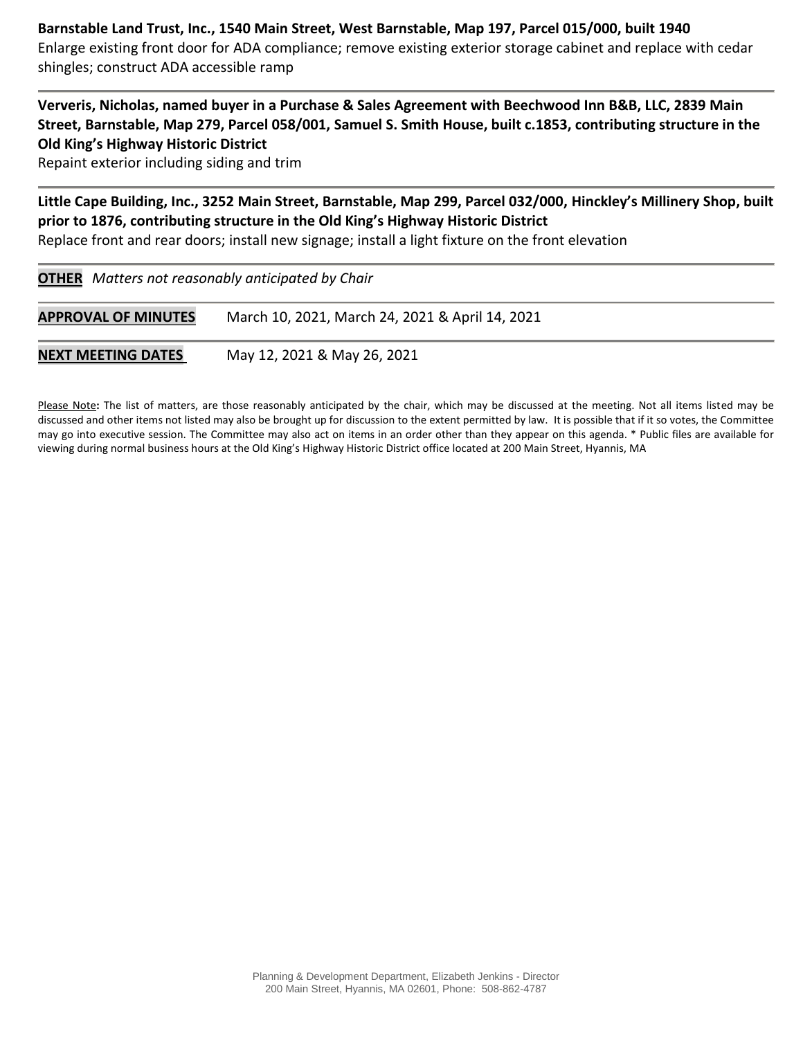**Barnstable Land Trust, Inc., 1540 Main Street, West Barnstable, Map 197, Parcel 015/000, built 1940**
Enlarge existing front door for ADA compliance; remove existing exterior storage cabinet and replace with cedar shingles; construct ADA accessible ramp

---

**Ververis, Nicholas, named buyer in a Purchase & Sales Agreement with Beechwood Inn B&B, LLC, 2839 Main Street, Barnstable, Map 279, Parcel 058/001, Samuel S. Smith House, built c.1853, contributing structure in the Old King's Highway Historic District**
Repaint exterior including siding and trim

---

**Little Cape Building, Inc., 3252 Main Street, Barnstable, Map 299, Parcel 032/000, Hinckley's Millinery Shop, built prior to 1876, contributing structure in the Old King's Highway Historic District**
Replace front and rear doors; install new signage; install a light fixture on the front elevation

---

**OTHER** *Matters not reasonably anticipated by Chair*

---

**APPROVAL OF MINUTES** March 10, 2021, March 24, 2021 & April 14, 2021

---

**NEXT MEETING DATES** May 12, 2021 & May 26, 2021

Please Note**:** The list of matters, are those reasonably anticipated by the chair, which may be discussed at the meeting. Not all items listed may be discussed and other items not listed may also be brought up for discussion to the extent permitted by law. It is possible that if it so votes, the Committee may go into executive session. The Committee may also act on items in an order other than they appear on this agenda. * Public files are available for viewing during normal business hours at the Old King's Highway Historic District office located at 200 Main Street, Hyannis, MA

Planning & Development Department, Elizabeth Jenkins - Director
200 Main Street, Hyannis, MA 02601, Phone: 508-862-4787